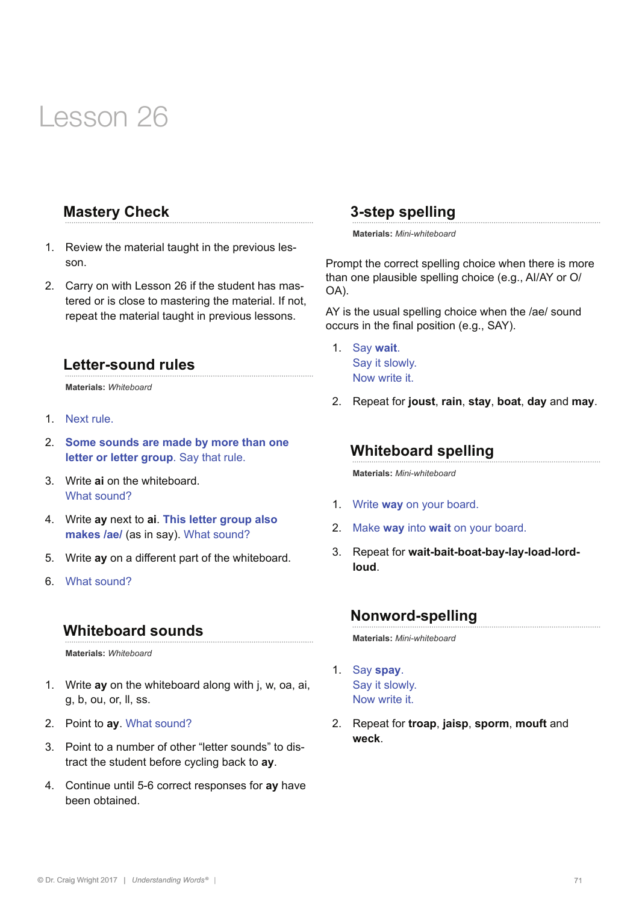# Lesson 26

## Mastery Check

1. Review the material taught in the previous lesson.
2. Carry on with Lesson 26 if the student has mastered or is close to mastering the material. If not, repeat the material taught in previous lessons.

## Letter-sound rules

**Materials:** *Whiteboard*

1. Next rule.
2. **Some sounds are made by more than one letter or letter group**. Say that rule.
3. Write **ai** on the whiteboard.
   What sound?
4. Write **ay** next to **ai**. **This letter group also makes /ae/** (as in say). What sound?
5. Write **ay** on a different part of the whiteboard.
6. What sound?

## Whiteboard sounds

**Materials:** *Whiteboard*

1. Write **ay** on the whiteboard along with j, w, oa, ai, g, b, ou, or, ll, ss.
2. Point to **ay**. What sound?
3. Point to a number of other "letter sounds" to distract the student before cycling back to **ay**.
4. Continue until 5-6 correct responses for **ay** have been obtained.

## 3-step spelling

**Materials:** *Mini-whiteboard*

Prompt the correct spelling choice when there is more than one plausible spelling choice (e.g., AI/AY or O/OA).

AY is the usual spelling choice when the /ae/ sound occurs in the final position (e.g., SAY).

1. Say **wait**.
   Say it slowly.
   Now write it.
2. Repeat for **joust**, **rain**, **stay**, **boat**, **day** and **may**.

## Whiteboard spelling

**Materials:** *Mini-whiteboard*

1. Write **way** on your board.
2. Make **way** into **wait** on your board.
3. Repeat for **wait-bait-boat-bay-lay-load-lord-loud**.

## Nonword-spelling

**Materials:** *Mini-whiteboard*

1. Say **spay**.
   Say it slowly.
   Now write it.
2. Repeat for **troap**, **jaisp**, **sporm**, **mouft** and **weck**.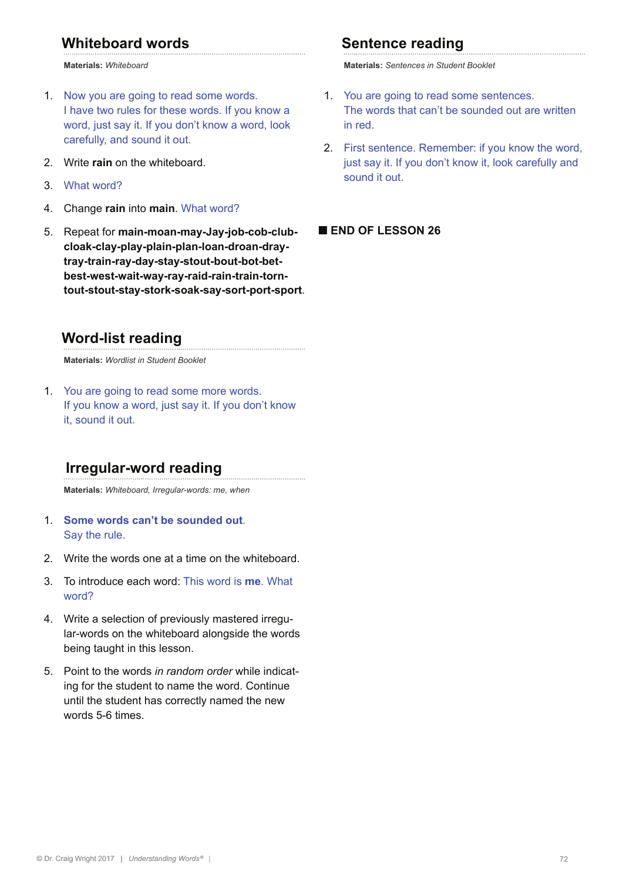## Whiteboard words

**Materials:** *Whiteboard*

1. Now you are going to read some words. I have two rules for these words. If you know a word, just say it. If you don't know a word, look carefully, and sound it out.
2. Write **rain** on the whiteboard.
3. What word?
4. Change **rain** into **main**. What word?
5. Repeat for **main-moan-may-Jay-job-cob-club-cloak-clay-play-plain-plan-loan-droan-dray-tray-train-ray-day-stay-stout-bout-bot-bet-best-west-wait-way-ray-raid-rain-train-torn-tout-stout-stay-stork-soak-say-sort-port-sport**.

## Word-list reading

**Materials:** *Wordlist in Student Booklet*

1. You are going to read some more words. If you know a word, just say it. If you don't know it, sound it out.

## Irregular-word reading

**Materials:** *Whiteboard, Irregular-words: me, when*

1. **Some words can't be sounded out**. Say the rule.
2. Write the words one at a time on the whiteboard.
3. To introduce each word: This word is **me**. What word?
4. Write a selection of previously mastered irregular-words on the whiteboard alongside the words being taught in this lesson.
5. Point to the words *in random order* while indicating for the student to name the word. Continue until the student has correctly named the new words 5-6 times.

## Sentence reading

**Materials:** *Sentences in Student Booklet*

1. You are going to read some sentences. The words that can't be sounded out are written in red.
2. First sentence. Remember: if you know the word, just say it. If you don't know it, look carefully and sound it out.

■ **END OF LESSON 26**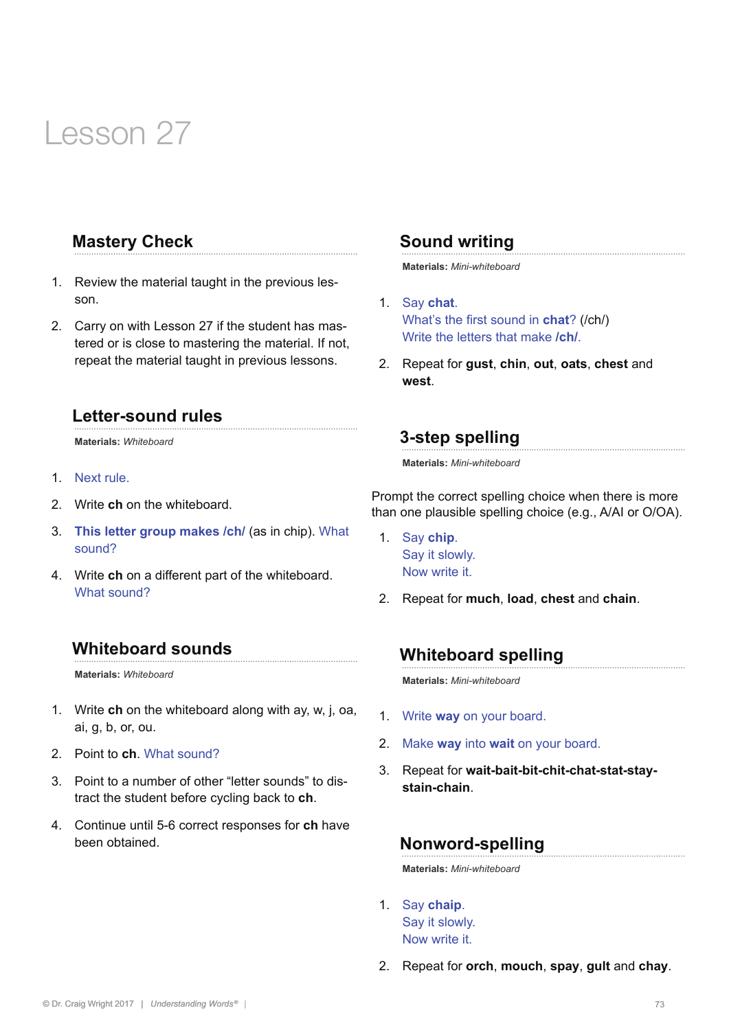# Lesson 27

## Mastery Check

1. Review the material taught in the previous lesson.
2. Carry on with Lesson 27 if the student has mastered or is close to mastering the material. If not, repeat the material taught in previous lessons.

## Letter-sound rules

**Materials:** *Whiteboard*

1. Next rule.
2. Write **ch** on the whiteboard.
3. **This letter group makes /ch/** (as in chip). What sound?
4. Write **ch** on a different part of the whiteboard. What sound?

## Whiteboard sounds

**Materials:** *Whiteboard*

1. Write **ch** on the whiteboard along with ay, w, j, oa, ai, g, b, or, ou.
2. Point to **ch**. What sound?
3. Point to a number of other "letter sounds" to distract the student before cycling back to **ch**.
4. Continue until 5-6 correct responses for **ch** have been obtained.

## Sound writing

**Materials:** *Mini-whiteboard*

1. Say **chat**.
   What's the first sound in **chat**? (/ch/)
   Write the letters that make **/ch/**.
2. Repeat for **gust**, **chin**, **out**, **oats**, **chest** and **west**.

## 3-step spelling

**Materials:** *Mini-whiteboard*

Prompt the correct spelling choice when there is more than one plausible spelling choice (e.g., A/AI or O/OA).

1. Say **chip**.
   Say it slowly.
   Now write it.
2. Repeat for **much**, **load**, **chest** and **chain**.

## Whiteboard spelling

**Materials:** *Mini-whiteboard*

1. Write **way** on your board.
2. Make **way** into **wait** on your board.
3. Repeat for **wait-bait-bit-chit-chat-stat-stay-stain-chain**.

## Nonword-spelling

**Materials:** *Mini-whiteboard*

1. Say **chaip**.
   Say it slowly.
   Now write it.
2. Repeat for **orch**, **mouch**, **spay**, **gult** and **chay**.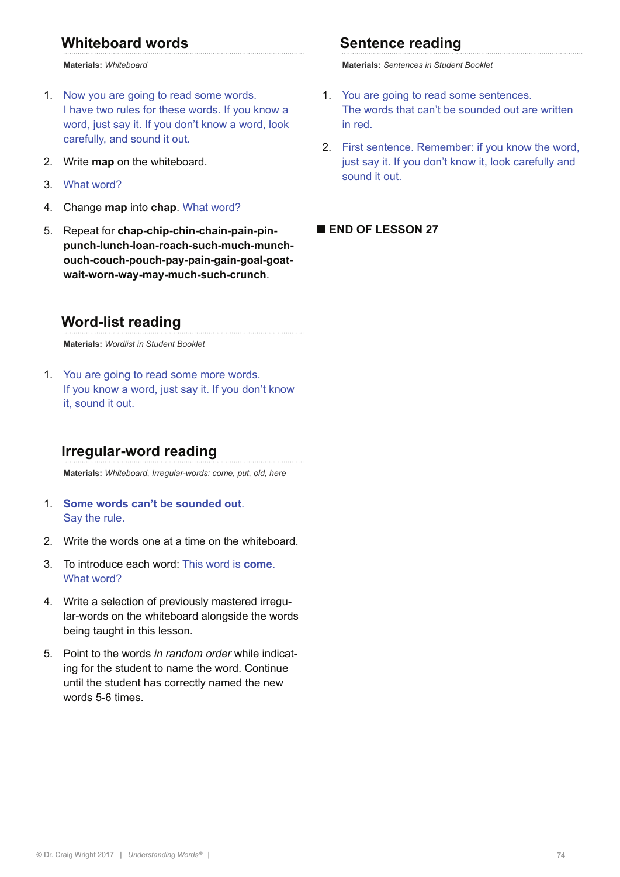## Whiteboard words

**Materials:** *Whiteboard*

1. Now you are going to read some words.
   I have two rules for these words. If you know a word, just say it. If you don't know a word, look carefully, and sound it out.
2. Write **map** on the whiteboard.
3. What word?
4. Change **map** into **chap**. What word?
5. Repeat for **chap-chip-chin-chain-pain-pin-punch-lunch-loan-roach-such-much-munch-ouch-couch-pouch-pay-pain-gain-goal-goat-wait-worn-way-may-much-such-crunch**.

## Word-list reading

**Materials:** *Wordlist in Student Booklet*

1. You are going to read some more words.
   If you know a word, just say it. If you don't know it, sound it out.

## Irregular-word reading

**Materials:** *Whiteboard, Irregular-words: come, put, old, here*

1. **Some words can't be sounded out**.
   Say the rule.
2. Write the words one at a time on the whiteboard.
3. To introduce each word: This word is **come**.
   What word?
4. Write a selection of previously mastered irregular-words on the whiteboard alongside the words being taught in this lesson.
5. Point to the words *in random order* while indicating for the student to name the word. Continue until the student has correctly named the new words 5-6 times.

## Sentence reading

**Materials:** *Sentences in Student Booklet*

1. You are going to read some sentences.
   The words that can't be sounded out are written in red.
2. First sentence. Remember: if you know the word, just say it. If you don't know it, look carefully and sound it out.

■ **END OF LESSON 27**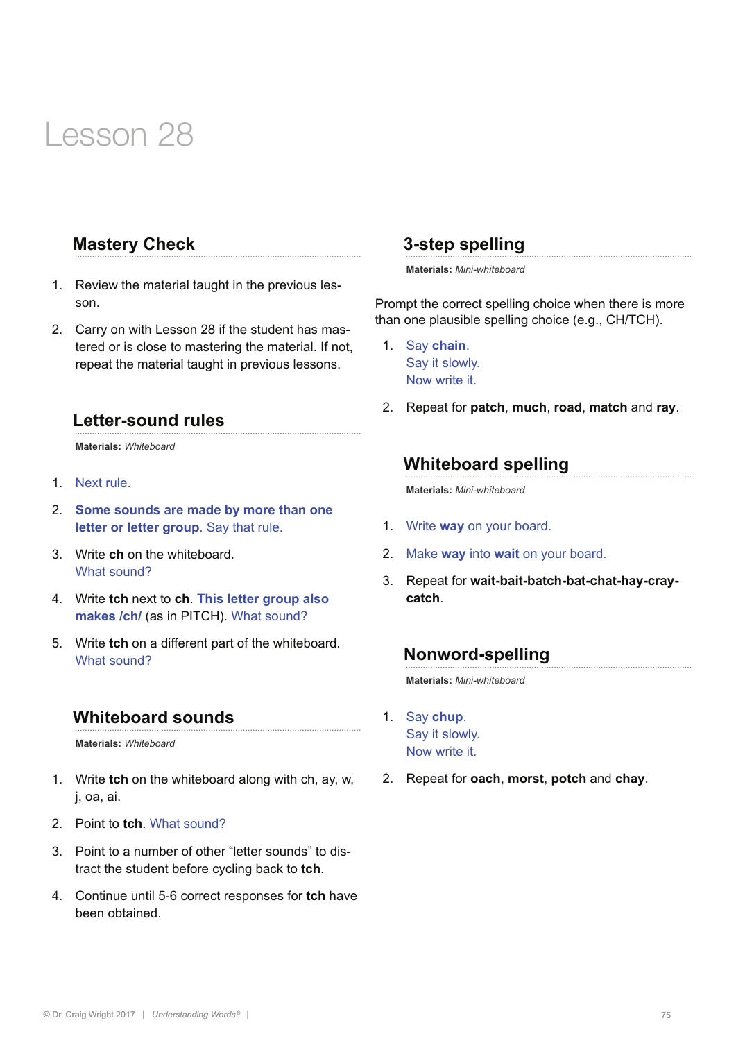# Lesson 28

## Mastery Check

1. Review the material taught in the previous lesson.
2. Carry on with Lesson 28 if the student has mastered or is close to mastering the material. If not, repeat the material taught in previous lessons.

## Letter-sound rules

**Materials:** *Whiteboard*

1. Next rule.
2. **Some sounds are made by more than one letter or letter group**. Say that rule.
3. Write **ch** on the whiteboard. What sound?
4. Write **tch** next to **ch**. **This letter group also makes /ch/** (as in PITCH). What sound?
5. Write **tch** on a different part of the whiteboard. What sound?

## Whiteboard sounds

**Materials:** *Whiteboard*

1. Write **tch** on the whiteboard along with ch, ay, w, j, oa, ai.
2. Point to **tch**. What sound?
3. Point to a number of other "letter sounds" to distract the student before cycling back to **tch**.
4. Continue until 5-6 correct responses for **tch** have been obtained.

## 3-step spelling

**Materials:** *Mini-whiteboard*

Prompt the correct spelling choice when there is more than one plausible spelling choice (e.g., CH/TCH).

1. Say **chain**.
   Say it slowly.
   Now write it.
2. Repeat for **patch**, **much**, **road**, **match** and **ray**.

## Whiteboard spelling

**Materials:** *Mini-whiteboard*

1. Write **way** on your board.
2. Make **way** into **wait** on your board.
3. Repeat for **wait-bait-batch-bat-chat-hay-cray-catch**.

## Nonword-spelling

**Materials:** *Mini-whiteboard*

1. Say **chup**.
   Say it slowly.
   Now write it.
2. Repeat for **oach**, **morst**, **potch** and **chay**.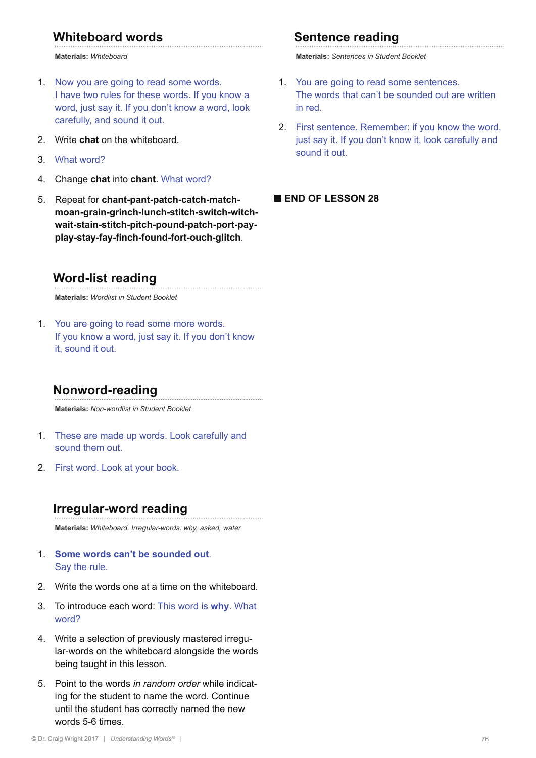## Whiteboard words

**Materials:** *Whiteboard*

1. Now you are going to read some words. I have two rules for these words. If you know a word, just say it. If you don't know a word, look carefully, and sound it out.
2. Write **chat** on the whiteboard.
3. What word?
4. Change **chat** into **chant**. What word?
5. Repeat for **chant-pant-patch-catch-match-moan-grain-grinch-lunch-stitch-switch-witch-wait-stain-stitch-pitch-pound-patch-port-pay-play-stay-fay-finch-found-fort-ouch-glitch**.

## Word-list reading

**Materials:** *Wordlist in Student Booklet*

1. You are going to read some more words. If you know a word, just say it. If you don't know it, sound it out.

## Nonword-reading

**Materials:** *Non-wordlist in Student Booklet*

1. These are made up words. Look carefully and sound them out.
2. First word. Look at your book.

## Irregular-word reading

**Materials:** *Whiteboard, Irregular-words: why, asked, water*

1. **Some words can't be sounded out**. Say the rule.
2. Write the words one at a time on the whiteboard.
3. To introduce each word: This word is **why**. What word?
4. Write a selection of previously mastered irregular-words on the whiteboard alongside the words being taught in this lesson.
5. Point to the words *in random order* while indicating for the student to name the word. Continue until the student has correctly named the new words 5-6 times.

## Sentence reading

**Materials:** *Sentences in Student Booklet*

1. You are going to read some sentences. The words that can't be sounded out are written in red.
2. First sentence. Remember: if you know the word, just say it. If you don't know it, look carefully and sound it out.

■ **END OF LESSON 28**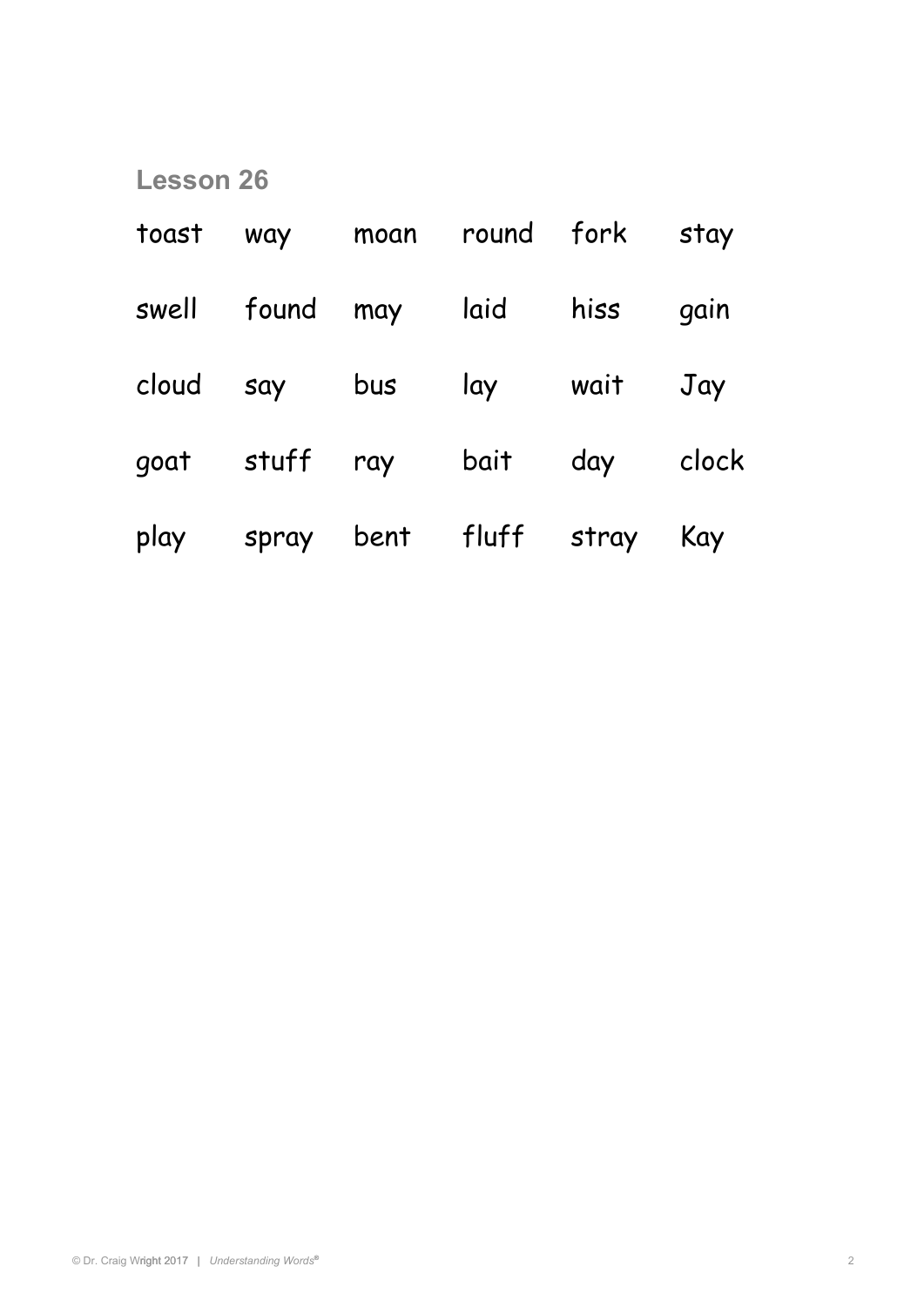## Lesson 26

| | | | | | |
|---|---|---|---|---|---|
| toast | way | moan | round | fork | stay |
| swell | found | may | laid | hiss | gain |
| cloud | say | bus | lay | wait | Jay |
| goat | stuff | ray | bait | day | clock |
| play | spray | bent | fluff | stray | Kay |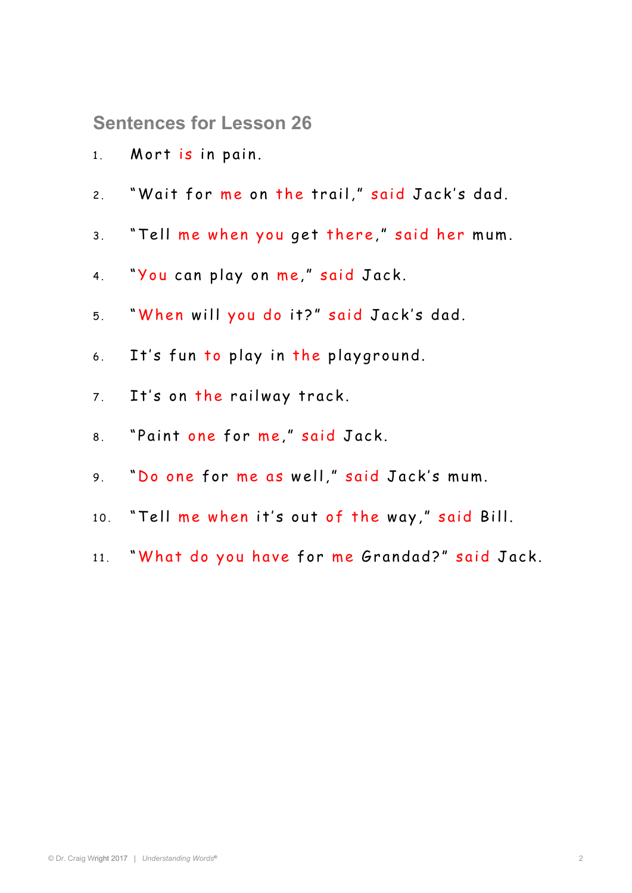## Sentences for Lesson 26

1. Mort is in pain.
2. "Wait for me on the trail," said Jack's dad.
3. "Tell me when you get there," said her mum.
4. "You can play on me," said Jack.
5. "When will you do it?" said Jack's dad.
6. It's fun to play in the playground.
7. It's on the railway track.
8. "Paint one for me," said Jack.
9. "Do one for me as well," said Jack's mum.
10. "Tell me when it's out of the way," said Bill.
11. "What do you have for me Grandad?" said Jack.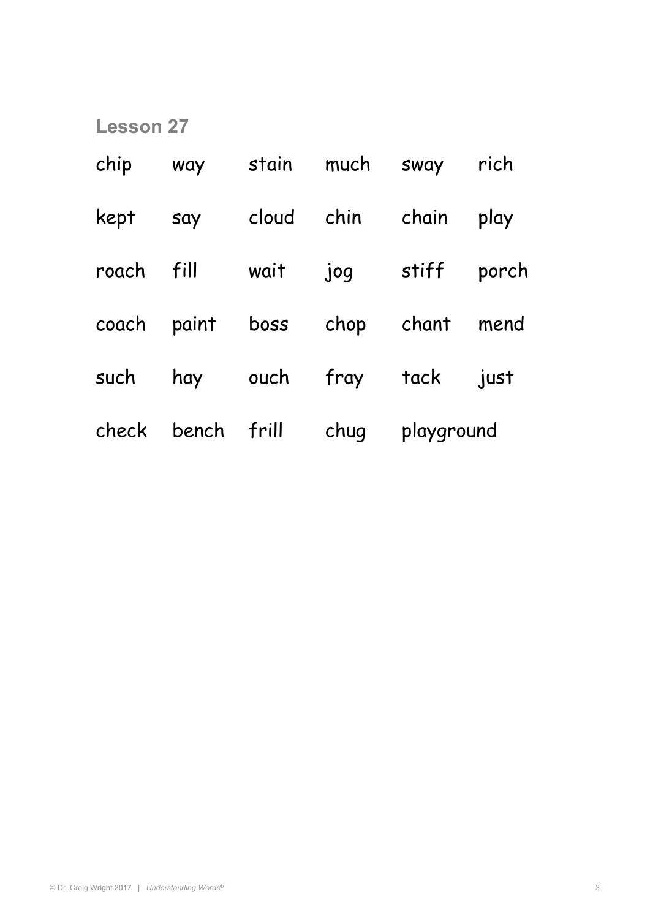## Lesson 27

| | | | | | |
|---|---|---|---|---|---|
| chip | way | stain | much | sway | rich |
| kept | say | cloud | chin | chain | play |
| roach | fill | wait | jog | stiff | porch |
| coach | paint | boss | chop | chant | mend |
| such | hay | ouch | fray | tack | just |
| check | bench | frill | chug | playground | |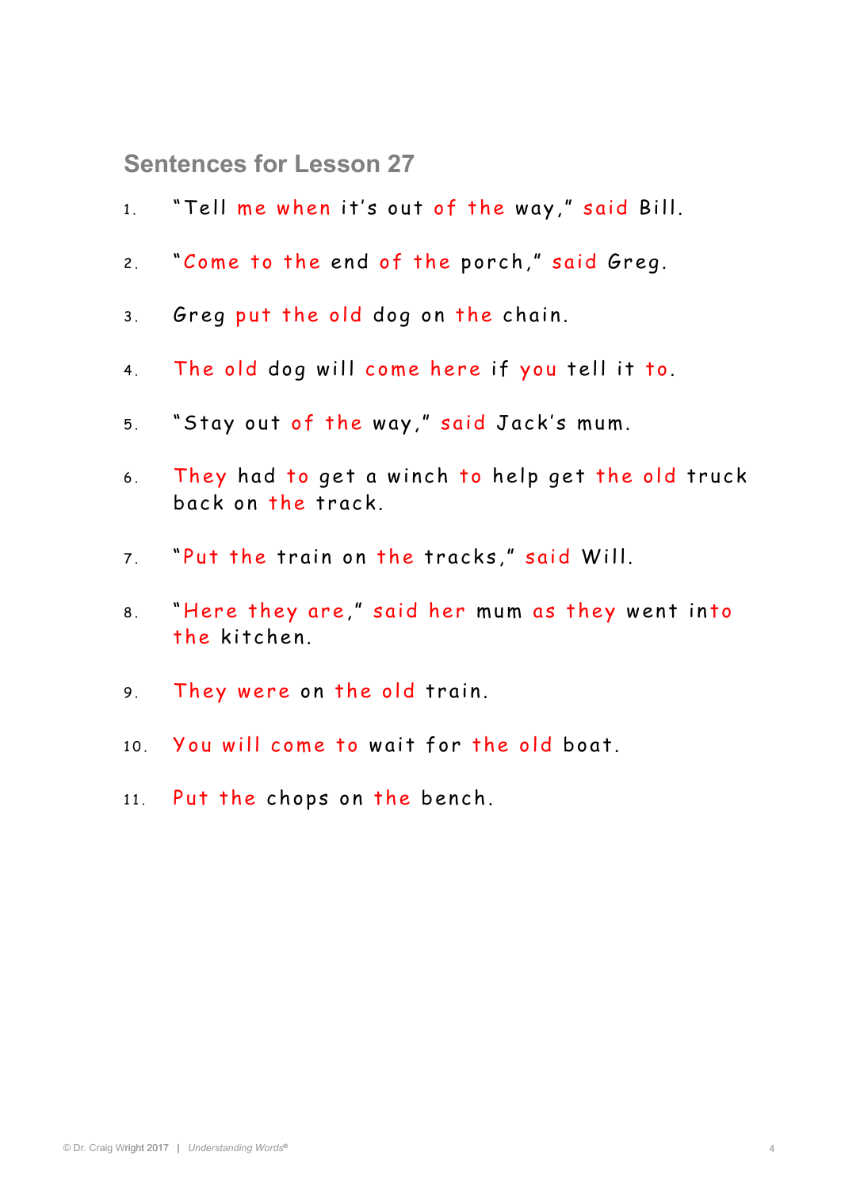## Sentences for Lesson 27

1. "Tell me when it's out of the way," said Bill.
2. "Come to the end of the porch," said Greg.
3. Greg put the old dog on the chain.
4. The old dog will come here if you tell it to.
5. "Stay out of the way," said Jack's mum.
6. They had to get a winch to help get the old truck back on the track.
7. "Put the train on the tracks," said Will.
8. "Here they are," said her mum as they went into the kitchen.
9. They were on the old train.
10. You will come to wait for the old boat.
11. Put the chops on the bench.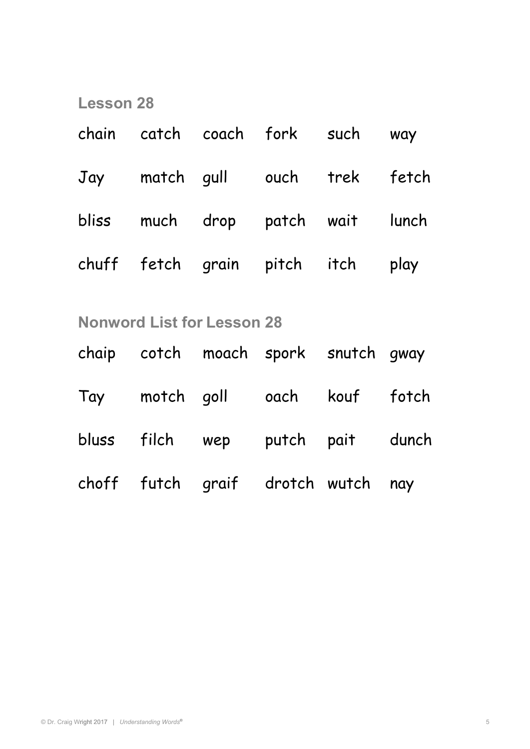## Lesson 28

| | | | | | |
|---|---|---|---|---|---|
| chain | catch | coach | fork | such | way |
| Jay | match | gull | ouch | trek | fetch |
| bliss | much | drop | patch | wait | lunch |
| chuff | fetch | grain | pitch | itch | play |

## Nonword List for Lesson 28

| | | | | | |
|---|---|---|---|---|---|
| chaip | cotch | moach | spork | snutch | gway |
| Tay | motch | goll | oach | kouf | fotch |
| bluss | filch | wep | putch | pait | dunch |
| choff | futch | graif | drotch | wutch | nay |

© Dr. Craig Wright 2017 | *Understanding Words®*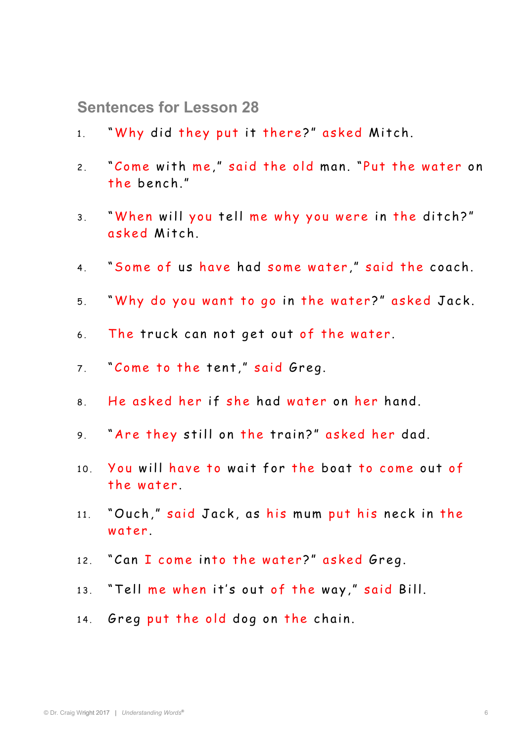## Sentences for Lesson 28

1. "Why did they put it there?" asked Mitch.
2. "Come with me," said the old man. "Put the water on the bench."
3. "When will you tell me why you were in the ditch?" asked Mitch.
4. "Some of us have had some water," said the coach.
5. "Why do you want to go in the water?" asked Jack.
6. The truck can not get out of the water.
7. "Come to the tent," said Greg.
8. He asked her if she had water on her hand.
9. "Are they still on the train?" asked her dad.
10. You will have to wait for the boat to come out of the water.
11. "Ouch," said Jack, as his mum put his neck in the water.
12. "Can I come into the water?" asked Greg.
13. "Tell me when it's out of the way," said Bill.
14. Greg put the old dog on the chain.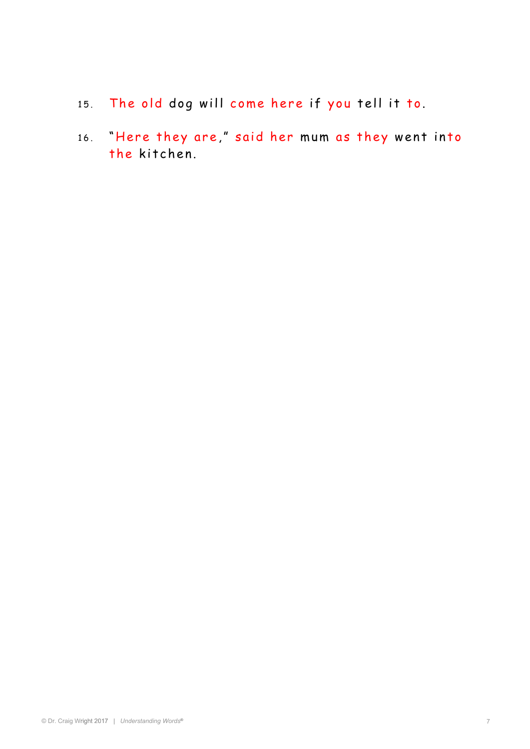15. The old dog will come here if you tell it to.

16. "Here they are," said her mum as they went into the kitchen.